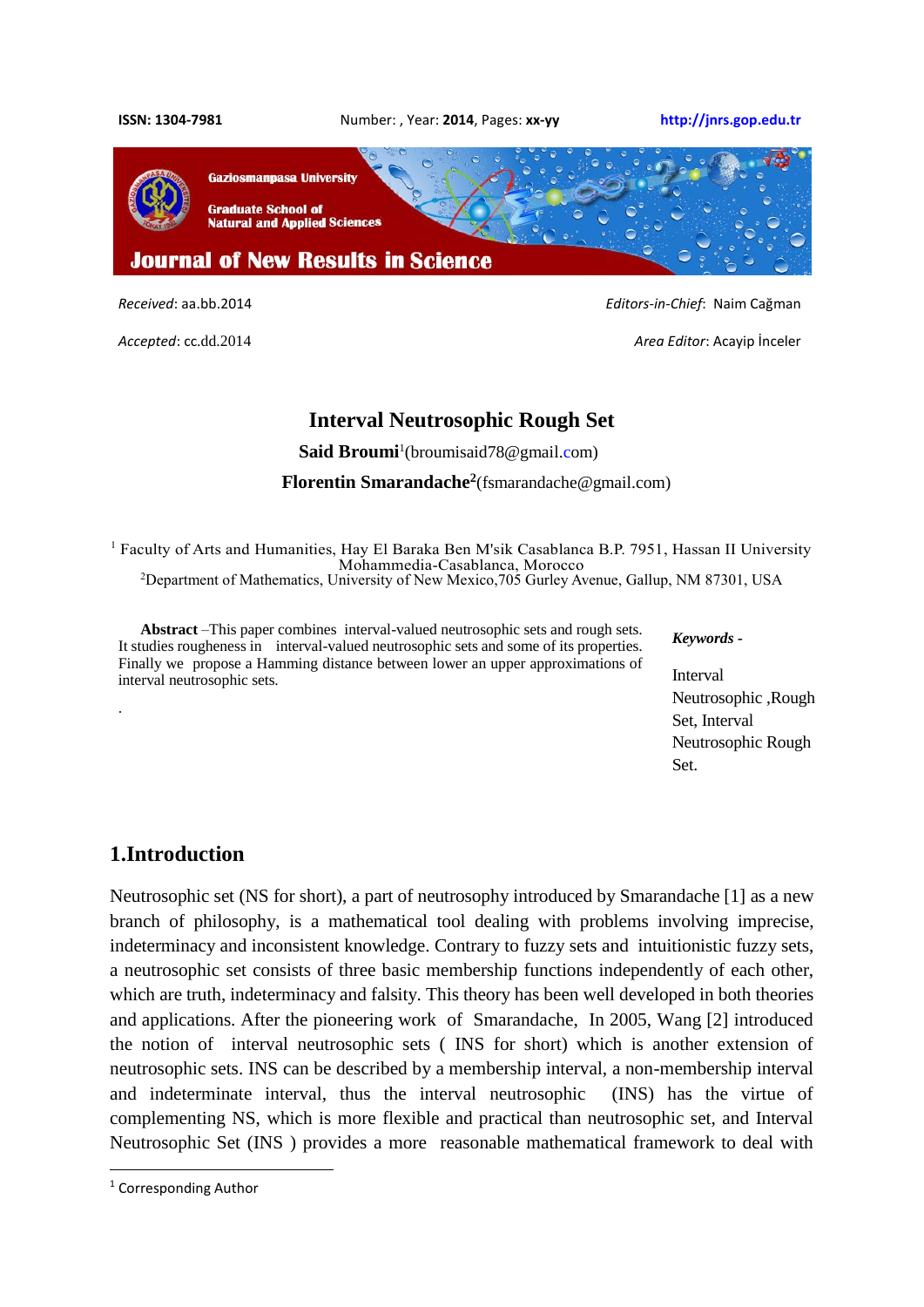Received: aa.bb.2014

Accepted: cc.dd.2014

Editors-in-Chief: Naim Cağman

Area Editor: Acayip İnceler

# Interval Neutrosophic Rough Set

**Said Broumi**[1](broumisaid78@gmail.com)

**Florentin Smarandache**[2](fsmarandache@gmail.com)

[1] Faculty of Arts and Humanities, Hay El Baraka Ben M'sik Casablanca B.P. 7951, Hassan II University Mohammedia-Casablanca, Morocco

[2]Department of Mathematics, University of New Mexico,705 Gurley Avenue, Gallup, NM 87301, USA

**Abstract** –This paper combines interval-valued neutrosophic sets and rough sets. It studies rougheness in interval-valued neutrosophic sets and some of its properties. Finally we propose a Hamming distance between lower an upper approximations of interval neutrosophic sets.

*Keywords* - Interval Neutrosophic ,Rough Set, Interval Neutrosophic Rough Set.

## 1.Introduction

Neutrosophic set (NS for short), a part of neutrosophy introduced by Smarandache [1] as a new branch of philosophy, is a mathematical tool dealing with problems involving imprecise, indeterminacy and inconsistent knowledge. Contrary to fuzzy sets and intuitionistic fuzzy sets, a neutrosophic set consists of three basic membership functions independently of each other, which are truth, indeterminacy and falsity. This theory has been well developed in both theories and applications. After the pioneering work of Smarandache, In 2005, Wang [2] introduced the notion of interval neutrosophic sets ( INS for short) which is another extension of neutrosophic sets. INS can be described by a membership interval, a non-membership interval and indeterminate interval, thus the interval neutrosophic (INS) has the virtue of complementing NS, which is more flexible and practical than neutrosophic set, and Interval Neutrosophic Set (INS ) provides a more reasonable mathematical framework to deal with

[1] Corresponding Author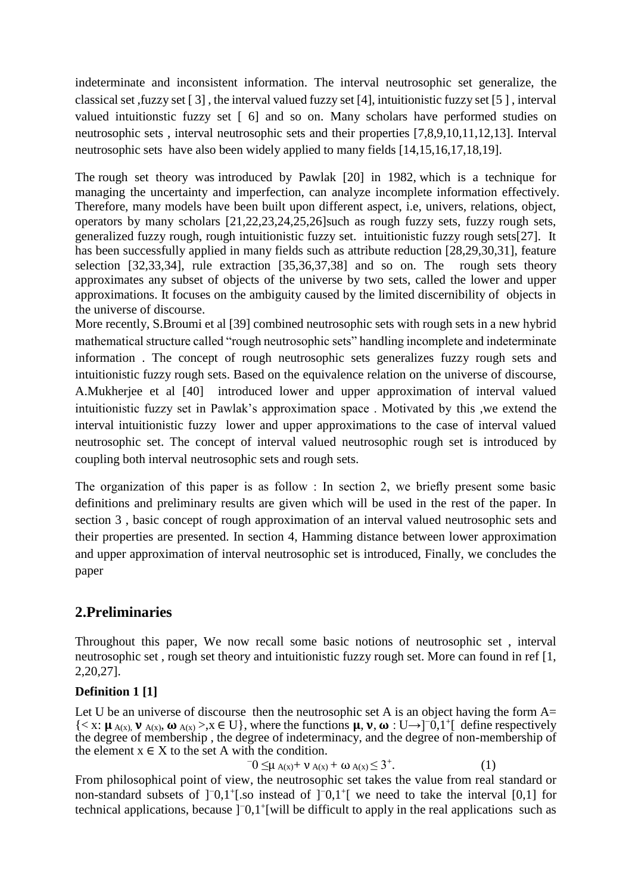indeterminate and inconsistent information. The interval neutrosophic set generalize, the classical set ,fuzzy set [ 3] , the interval valued fuzzy set [4], intuitionistic fuzzy set [5 ] , interval valued intuitionstic fuzzy set [ 6] and so on. Many scholars have performed studies on neutrosophic sets , interval neutrosophic sets and their properties [7,8,9,10,11,12,13]. Interval neutrosophic sets have also been widely applied to many fields [14,15,16,17,18,19].

The rough set theory was introduced by Pawlak [20] in 1982, which is a technique for managing the uncertainty and imperfection, can analyze incomplete information effectively. Therefore, many models have been built upon different aspect, i.e, univers, relations, object, operators by many scholars [21,22,23,24,25,26]such as rough fuzzy sets, fuzzy rough sets, generalized fuzzy rough, rough intuitionistic fuzzy set. intuitionistic fuzzy rough sets[27]. It has been successfully applied in many fields such as attribute reduction [28,29,30,31], feature selection [32,33,34], rule extraction [35,36,37,38] and so on. The rough sets theory approximates any subset of objects of the universe by two sets, called the lower and upper approximations. It focuses on the ambiguity caused by the limited discernibility of objects in the universe of discourse.

More recently, S.Broumi et al [39] combined neutrosophic sets with rough sets in a new hybrid mathematical structure called "rough neutrosophic sets" handling incomplete and indeterminate information . The concept of rough neutrosophic sets generalizes fuzzy rough sets and intuitionistic fuzzy rough sets. Based on the equivalence relation on the universe of discourse, A.Mukherjee et al [40] introduced lower and upper approximation of interval valued intuitionistic fuzzy set in Pawlak's approximation space . Motivated by this ,we extend the interval intuitionistic fuzzy lower and upper approximations to the case of interval valued neutrosophic set. The concept of interval valued neutrosophic rough set is introduced by coupling both interval neutrosophic sets and rough sets.

The organization of this paper is as follow : In section 2, we briefly present some basic definitions and preliminary results are given which will be used in the rest of the paper. In section 3 , basic concept of rough approximation of an interval valued neutrosophic sets and their properties are presented. In section 4, Hamming distance between lower approximation and upper approximation of interval neutrosophic set is introduced, Finally, we concludes the paper

## 2.Preliminaries

Throughout this paper, We now recall some basic notions of neutrosophic set , interval neutrosophic set , rough set theory and intuitionistic fuzzy rough set. More can found in ref [1, 2,20,27].

**Definition 1 [1]**

Let U be an universe of discourse then the neutrosophic set A is an object having the form A= $\{< x: \boldsymbol{\mu}_{A(x)}, \boldsymbol{\nu}_{A(x)}, \boldsymbol{\omega}_{A(x)} >, x \in U\}$, where the functions $\boldsymbol{\mu}, \boldsymbol{\nu}, \boldsymbol{\omega} : U \rightarrow ]^{-}0,1^{+}[$ define respectively the degree of membership , the degree of indeterminacy, and the degree of non-membership of the element $x \in X$ to the set A with the condition.

$$^{-}0 \leq \mu_{A(x)} + \nu_{A(x)} + \omega_{A(x)} \leq 3^{+}. \qquad (1)$$

From philosophical point of view, the neutrosophic set takes the value from real standard or non-standard subsets of $]^{-}0,1^{+}[$.so instead of $]^{-}0,1^{+}[$ we need to take the interval [0,1] for technical applications, because $]^{-}0,1^{+}[$will be difficult to apply in the real applications such as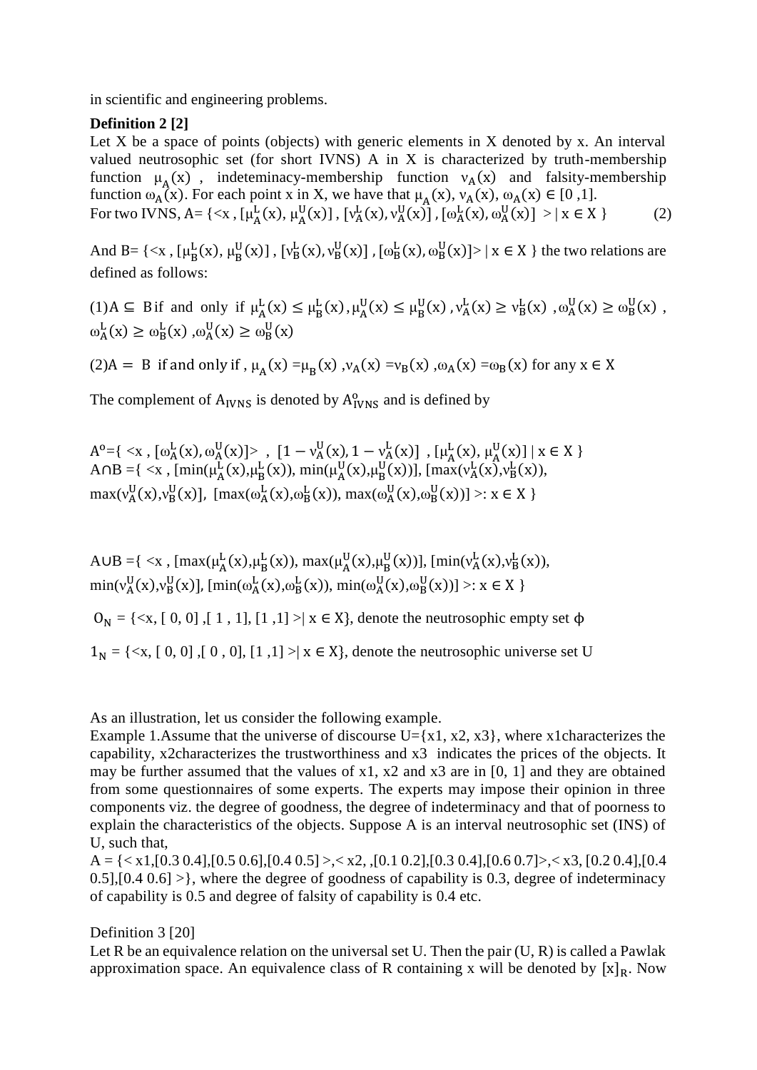in scientific and engineering problems.

**Definition 2 [2]**

Let X be a space of points (objects) with generic elements in X denoted by x. An interval valued neutrosophic set (for short IVNS) A in X is characterized by truth-membership function $\mu_A(x)$, indeteminacy-membership function $\nu_A(x)$ and falsity-membership function $\omega_A(x)$. For each point x in X, we have that $\mu_A(x)$, $\nu_A(x)$, $\omega_A(x) \in [0,1]$.

For two IVNS, $A = \{<x, [\mu_A^L(x), \mu_A^U(x)], [\nu_A^L(x), \nu_A^U(x)], [\omega_A^L(x), \omega_A^U(x)] > | x \in X\}$ (2)

And $B = \{<x, [\mu_B^L(x), \mu_B^U(x)], [\nu_B^L(x), \nu_B^U(x)], [\omega_B^L(x), \omega_B^U(x)]> | x \in X\}$ the two relations are defined as follows:

(1) $A \subseteq B$ if and only if $\mu_A^L(x) \le \mu_B^L(x)$, $\mu_A^U(x) \le \mu_B^U(x)$, $\nu_A^L(x) \ge \nu_B^L(x)$, $\omega_A^U(x) \ge \omega_B^U(x)$, $\omega_A^L(x) \ge \omega_B^L(x)$, $\omega_A^U(x) \ge \omega_B^U(x)$

(2) $A = B$ if and only if, $\mu_A(x) = \mu_B(x)$, $\nu_A(x) = \nu_B(x)$, $\omega_A(x) = \omega_B(x)$ for any $x \in X$

The complement of $A_{IVNS}$ is denoted by $A_{IVNS}^o$ and is defined by

$A^o = \{ <x, [\omega_A^L(x), \omega_A^U(x)]>, [1 - \nu_A^U(x), 1 - \nu_A^L(x)], [\mu_A^L(x), \mu_A^U(x)] | x \in X\}$

$A \cap B = \{ <x, [\min(\mu_A^L(x), \mu_B^L(x)), \min(\mu_A^U(x), \mu_B^U(x))], [\max(\nu_A^L(x), \nu_B^L(x)), \max(\nu_A^U(x), \nu_B^U(x)], [\max(\omega_A^L(x), \omega_B^L(x)), \max(\omega_A^U(x), \omega_B^U(x))] >: x \in X\}$

$A \cup B = \{ <x, [\max(\mu_A^L(x), \mu_B^L(x)), \max(\mu_A^U(x), \mu_B^U(x))], [\min(\nu_A^L(x), \nu_B^L(x)), \min(\nu_A^U(x), \nu_B^U(x)], [\min(\omega_A^L(x), \omega_B^L(x)), \min(\omega_A^U(x), \omega_B^U(x))] >: x \in X\}$

$0_N = \{<x, [0, 0], [1, 1], [1, 1] >| x \in X\}$, denote the neutrosophic empty set $\phi$

$1_N = \{<x, [0, 0], [0, 0], [1, 1] >| x \in X\}$, denote the neutrosophic universe set U

As an illustration, let us consider the following example.

Example 1.Assume that the universe of discourse U={x1, x2, x3}, where x1characterizes the capability, x2characterizes the trustworthiness and x3 indicates the prices of the objects. It may be further assumed that the values of x1, x2 and x3 are in [0, 1] and they are obtained from some questionnaires of some experts. The experts may impose their opinion in three components viz. the degree of goodness, the degree of indeterminacy and that of poorness to explain the characteristics of the objects. Suppose A is an interval neutrosophic set (INS) of U, such that,

A = {< x1,[0.3 0.4],[0.5 0.6],[0.4 0.5] >,< x2, ,[0.1 0.2],[0.3 0.4],[0.6 0.7]>,< x3, [0.2 0.4],[0.4 0.5],[0.4 0.6] >}, where the degree of goodness of capability is 0.3, degree of indeterminacy of capability is 0.5 and degree of falsity of capability is 0.4 etc.

Definition 3 [20]

Let R be an equivalence relation on the universal set U. Then the pair (U, R) is called a Pawlak approximation space. An equivalence class of R containing x will be denoted by $[x]_R$. Now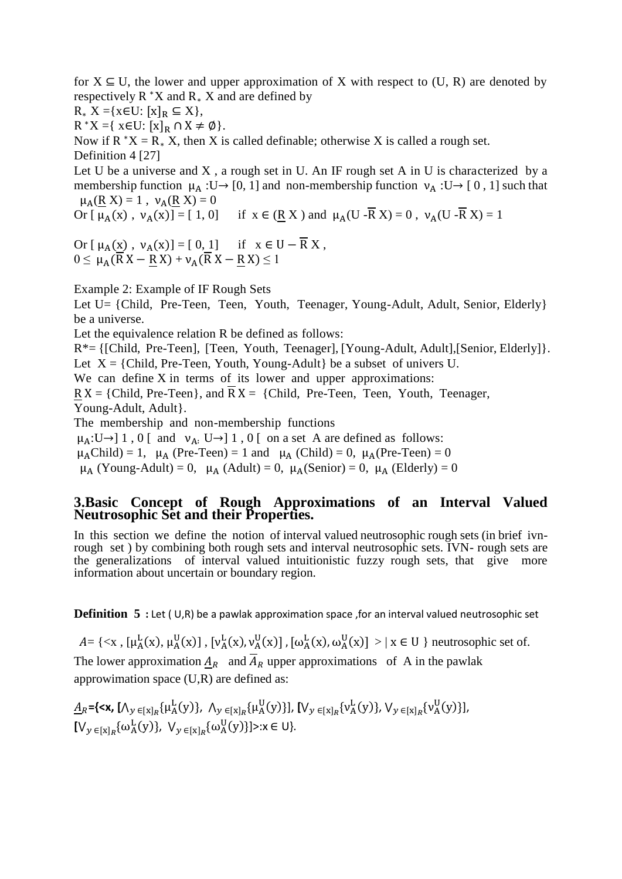for $X \subseteq U$, the lower and upper approximation of X with respect to (U, R) are denoted by respectively $R^*X$ and $R_* X$ and are defined by

$R_* X = \{x \in U: [x]_R \subseteq X\}$,

$R^*X = \{ x \in U: [x]_R \cap X \neq \emptyset\}$.

Now if $R^*X = R_* X$, then X is called definable; otherwise X is called a rough set.

Definition 4 [27]

Let U be a universe and X , a rough set in U. An IF rough set A in U is characterized by a membership function $\mu_A : U \rightarrow [0, 1]$ and non-membership function $\nu_A : U \rightarrow [0, 1]$ such that $\mu_A(\underline{R}\, X) = 1$ , $\nu_A(\underline{R}\, X) = 0$

Or $[\mu_A(x) , \nu_A(x)] = [1, 0]$ if $x \in (\underline{R}\, X)$ and $\mu_A(U - \overline{R}\, X) = 0$ , $\nu_A(U - \overline{R}\, X) = 1$

Or $[\mu_A(x) , \nu_A(x)] = [0, 1]$ if $x \in U - \overline{R}\, X$ ,

$0 \leq \mu_A(\overline{R}\, X - \underline{R}\, X) + \nu_A(\overline{R}\, X - \underline{R}\, X) \leq 1$

Example 2: Example of IF Rough Sets

Let U= {Child, Pre-Teen, Teen, Youth, Teenager, Young-Adult, Adult, Senior, Elderly} be a universe.

Let the equivalence relation R be defined as follows:

R*= {[Child, Pre-Teen], [Teen, Youth, Teenager], [Young-Adult, Adult],[Senior, Elderly]}.

Let X = {Child, Pre-Teen, Youth, Young-Adult} be a subset of univers U.

We can define X in terms of its lower and upper approximations:

$\underline{R}\, X$ = {Child, Pre-Teen}, and $\overline{R}\, X$ = {Child, Pre-Teen, Teen, Youth, Teenager, Young-Adult, Adult}.

The membership and non-membership functions

$\mu_A: U \rightarrow ]1, 0[$ and $\nu_A: U \rightarrow ]1, 0[$ on a set A are defined as follows:

$\mu_A$Child) = 1, $\mu_A$ (Pre-Teen) = 1 and $\mu_A$ (Child) = 0, $\mu_A$(Pre-Teen) = 0

$\mu_A$ (Young-Adult) = 0, $\mu_A$ (Adult) = 0, $\mu_A$(Senior) = 0, $\mu_A$ (Elderly) = 0

## 3.Basic Concept of Rough Approximations of an Interval Valued Neutrosophic Set and their Properties.

In this section we define the notion of interval valued neutrosophic rough sets (in brief ivn-rough set ) by combining both rough sets and interval neutrosophic sets. IVN- rough sets are the generalizations of interval valued intuitionistic fuzzy rough sets, that give more information about uncertain or boundary region.

**Definition 5 :** Let ( U,R) be a pawlak approximation space ,for an interval valued neutrosophic set

$A = \{<x , [\mu_A^L(x), \mu_A^U(x)] , [\nu_A^L(x), \nu_A^U(x)] , [\omega_A^L(x), \omega_A^U(x)] > | x \in U \}$ neutrosophic set of.

The lower approximation $\underline{A}_R$ and $\overline{A}_R$ upper approximations of A in the pawlak approwimation space (U,R) are defined as:

$\underline{A}_R = \{<x, [\wedge_{y \in [x]_R}\{\mu_A^L(y)\}, \wedge_{y \in [x]_R}\{\mu_A^U(y)\}], [\vee_{y \in [x]_R}\{\nu_A^L(y)\}, \vee_{y \in [x]_R}\{\nu_A^U(y)\}], [\vee_{y \in [x]_R}\{\omega_A^L(y)\}, \vee_{y \in [x]_R}\{\omega_A^U(y)\}]>: x \in U\}$.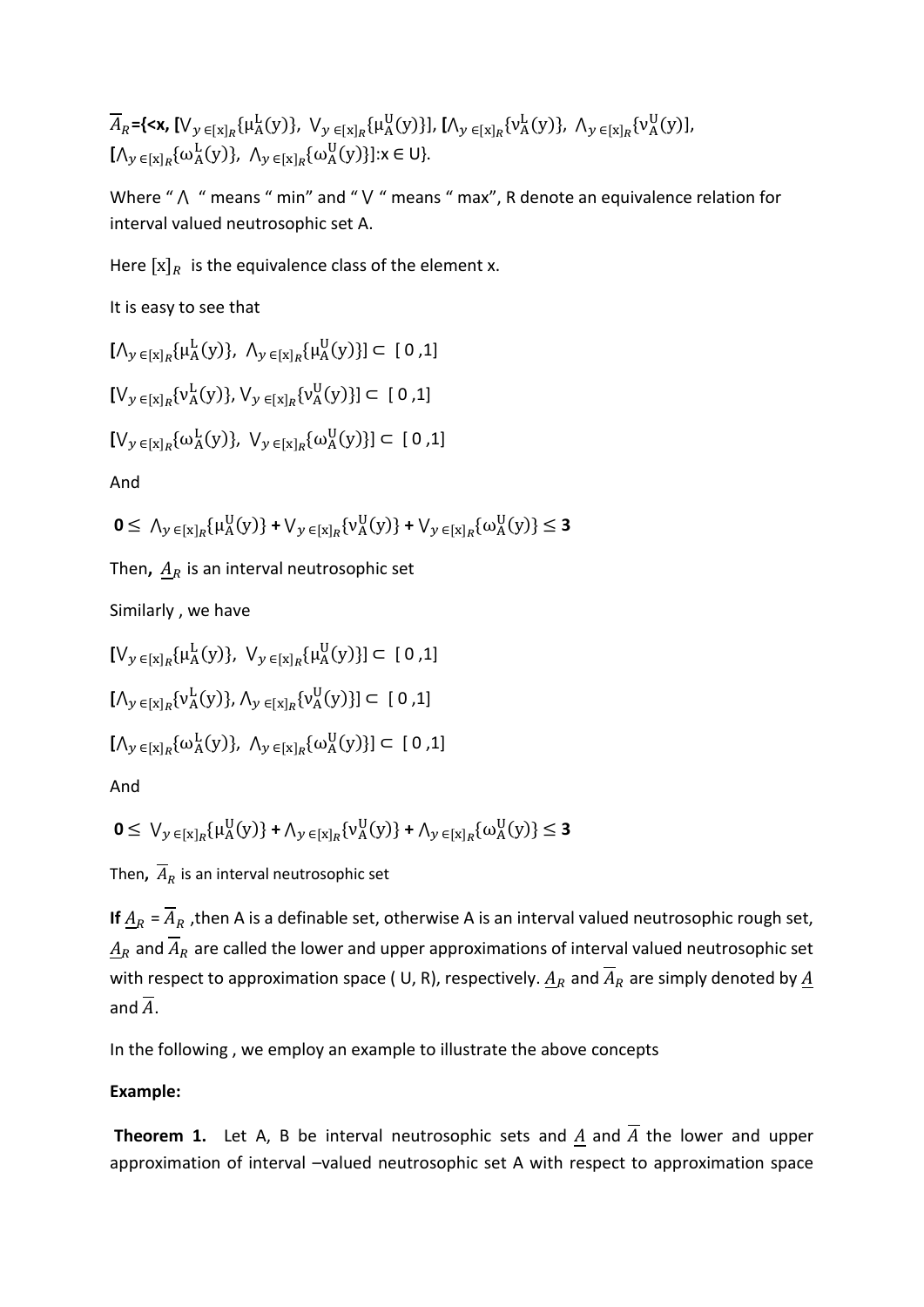$\overline{A}_R$={<x, $[\vee_{y\in[x]_R}\{\mu_A^L(y)\},\ \vee_{y\in[x]_R}\{\mu_A^U(y)\}]$, $[\wedge_{y\in[x]_R}\{\nu_A^L(y)\},\ \wedge_{y\in[x]_R}\{\nu_A^U(y)]$, $[\wedge_{y\in[x]_R}\{\omega_A^L(y)\},\ \wedge_{y\in[x]_R}\{\omega_A^U(y)\}]$:x ∈ U}.

Where " ∧ " means " min" and " ∨ " means " max", R denote an equivalence relation for interval valued neutrosophic set A.

Here $[x]_R$ is the equivalence class of the element x.

It is easy to see that

$[\wedge_{y\in[x]_R}\{\mu_A^L(y)\},\ \wedge_{y\in[x]_R}\{\mu_A^U(y)\}] \subset [0,1]$

$[\vee_{y\in[x]_R}\{\nu_A^L(y)\},\ \vee_{y\in[x]_R}\{\nu_A^U(y)\}] \subset [0,1]$

$[\vee_{y\in[x]_R}\{\omega_A^L(y)\},\ \vee_{y\in[x]_R}\{\omega_A^U(y)\}] \subset [0,1]$

And

$$\mathbf{0} \leq \wedge_{y\in[x]_R}\{\mu_A^U(y)\} + \vee_{y\in[x]_R}\{\nu_A^U(y)\} + \vee_{y\in[x]_R}\{\omega_A^U(y)\} \leq \mathbf{3}$$

Then, $\underline{A}_R$ is an interval neutrosophic set

Similarly , we have

$[\vee_{y\in[x]_R}\{\mu_A^L(y)\},\ \vee_{y\in[x]_R}\{\mu_A^U(y)\}] \subset [0,1]$

$[\wedge_{y\in[x]_R}\{\nu_A^L(y)\},\ \wedge_{y\in[x]_R}\{\nu_A^U(y)\}] \subset [0,1]$

$[\wedge_{y\in[x]_R}\{\omega_A^L(y)\},\ \wedge_{y\in[x]_R}\{\omega_A^U(y)\}] \subset [0,1]$

And

$$\mathbf{0} \leq \vee_{y\in[x]_R}\{\mu_A^U(y)\} + \wedge_{y\in[x]_R}\{\nu_A^U(y)\} + \wedge_{y\in[x]_R}\{\omega_A^U(y)\} \leq \mathbf{3}$$

Then, $\overline{A}_R$ is an interval neutrosophic set

**If** $\underline{A}_R = \overline{A}_R$ ,then A is a definable set, otherwise A is an interval valued neutrosophic rough set, $\underline{A}_R$ and $\overline{A}_R$ are called the lower and upper approximations of interval valued neutrosophic set with respect to approximation space ( U, R), respectively. $\underline{A}_R$ and $\overline{A}_R$ are simply denoted by $\underline{A}$ and $\overline{A}$.

In the following , we employ an example to illustrate the above concepts

**Example:**

**Theorem 1.** Let A, B be interval neutrosophic sets and $\underline{A}$ and $\overline{A}$ the lower and upper approximation of interval –valued neutrosophic set A with respect to approximation space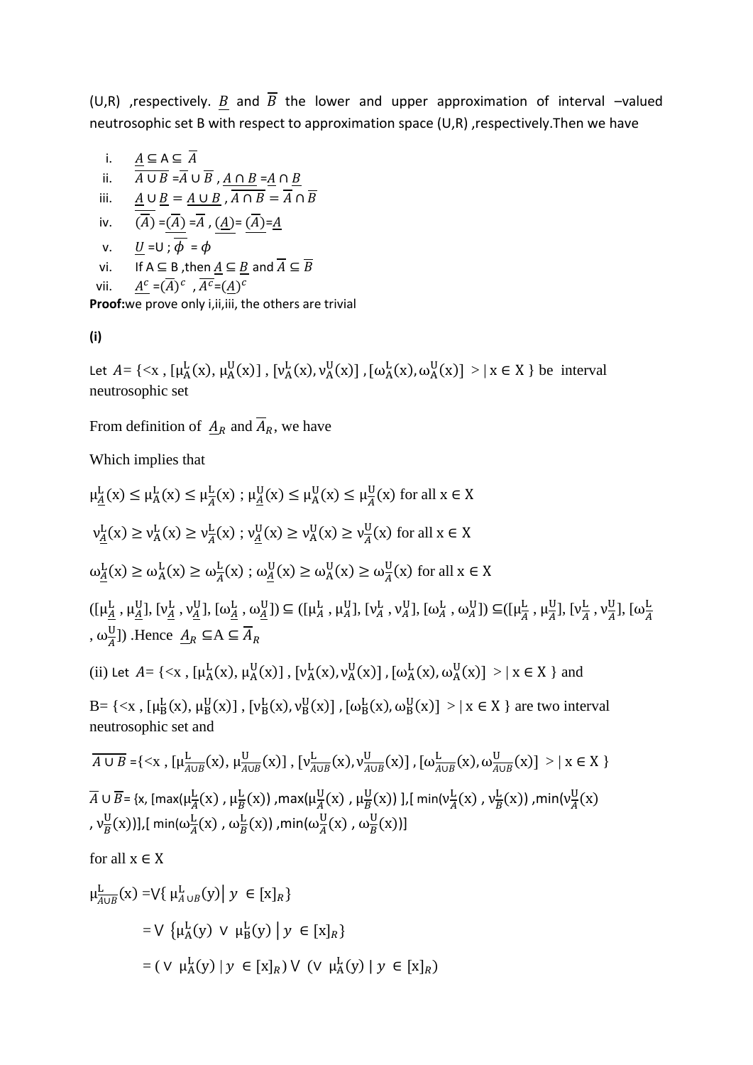(U,R) ,respectively. $\underline{B}$ and $\overline{B}$ the lower and upper approximation of interval –valued neutrosophic set B with respect to approximation space (U,R) ,respectively.Then we have

i. $\underline{A} \subseteq A \subseteq \overline{A}$

ii. $\overline{A \cup B} = \overline{A} \cup \overline{B}$ , $\underline{A \cap B} = \underline{A} \cap \underline{B}$

iii. $\underline{A} \cup \underline{B} = \underline{A \cup B}$ , $\overline{A \cap B} = \overline{A} \cap \overline{B}$

iv. $\overline{(\overline{A})} = \underline{(\overline{A})} = \overline{A}$ , $\underline{(\underline{A})} = \overline{(\underline{A})} = \underline{A}$

v. $\underline{U} = U$ ; $\overline{\phi} = \phi$

vi. If $A \subseteq B$ ,then $\underline{A} \subseteq \underline{B}$ and $\overline{A} \subseteq \overline{B}$

vii. $\underline{A^c} = (\overline{A})^c$ , $\overline{A^c} = (\underline{A})^c$

**Proof:**we prove only i,ii,iii, the others are trivial

**(i)**

Let $A = \{<x , [\mu_A^L(x), \mu_A^U(x)] , [\nu_A^L(x), \nu_A^U(x)] , [\omega_A^L(x), \omega_A^U(x)] > | x \in X \}$ be interval neutrosophic set

From definition of $\underline{A}_R$ and $\overline{A}_R$, we have

Which implies that

$\mu_{\underline{A}}^L(x) \leq \mu_A^L(x) \leq \mu_{\overline{A}}^L(x)$ ; $\mu_{\underline{A}}^U(x) \leq \mu_A^U(x) \leq \mu_{\overline{A}}^U(x)$ for all $x \in X$

$\nu_{\underline{A}}^L(x) \geq \nu_A^L(x) \geq \nu_{\overline{A}}^L(x)$ ; $\nu_{\underline{A}}^U(x) \geq \nu_A^U(x) \geq \nu_{\overline{A}}^U(x)$ for all $x \in X$

$\omega_{\underline{A}}^L(x) \geq \omega_A^L(x) \geq \omega_{\overline{A}}^L(x)$ ; $\omega_{\underline{A}}^U(x) \geq \omega_A^U(x) \geq \omega_{\overline{A}}^U(x)$ for all $x \in X$

$([\mu_{\underline{A}}^L , \mu_{\underline{A}}^U], [\nu_{\underline{A}}^L , \nu_{\underline{A}}^U], [\omega_{\underline{A}}^L , \omega_{\underline{A}}^U]) \subseteq ([\mu_A^L , \mu_A^U], [\nu_A^L , \nu_A^U], [\omega_A^L , \omega_A^U]) \subseteq ([\mu_{\overline{A}}^L , \mu_{\overline{A}}^U], [\nu_{\overline{A}}^L , \nu_{\overline{A}}^U], [\omega_{\overline{A}}^L , \omega_{\overline{A}}^U])$ .Hence $\underline{A}_R \subseteq A \subseteq \overline{A}_R$

(ii) Let $A = \{<x , [\mu_A^L(x), \mu_A^U(x)] , [\nu_A^L(x), \nu_A^U(x)] , [\omega_A^L(x), \omega_A^U(x)] > | x \in X \}$ and

$B = \{<x , [\mu_B^L(x), \mu_B^U(x)] , [\nu_B^L(x), \nu_B^U(x)] , [\omega_B^L(x), \omega_B^U(x)] > | x \in X \}$ are two interval neutrosophic set and

$\overline{A \cup B} = \{<x , [\mu_{\overline{A \cup B}}^L(x), \mu_{\overline{A \cup B}}^U(x)] , [\nu_{\overline{A \cup B}}^L(x), \nu_{\overline{A \cup B}}^U(x)] , [\omega_{\overline{A \cup B}}^L(x), \omega_{\overline{A \cup B}}^U(x)] > | x \in X \}$

$\overline{A} \cup \overline{B} = \{x, [\max(\mu_{\overline{A}}^L(x) , \mu_{\overline{B}}^L(x)) , \max(\mu_{\overline{A}}^U(x) , \mu_{\overline{B}}^U(x)) ], [\min(\nu_{\overline{A}}^L(x) , \nu_{\overline{B}}^L(x)) , \min(\nu_{\overline{A}}^U(x) , \nu_{\overline{B}}^U(x))], [\min(\omega_{\overline{A}}^L(x) , \omega_{\overline{B}}^L(x)) , \min(\omega_{\overline{A}}^U(x) , \omega_{\overline{B}}^U(x))]$

for all $x \in X$

$$\mu_{\overline{A \cup B}}^L(x) = \vee \{ \mu_{A \cup B}^L(y) \mid y \in [x]_R \}$$

$$= \vee \{ \mu_A^L(y) \vee \mu_B^L(y) \mid y \in [x]_R \}$$

$$= ( \vee \mu_A^L(y) \mid y \in [x]_R) \vee ( \vee \mu_A^L(y) \mid y \in [x]_R)$$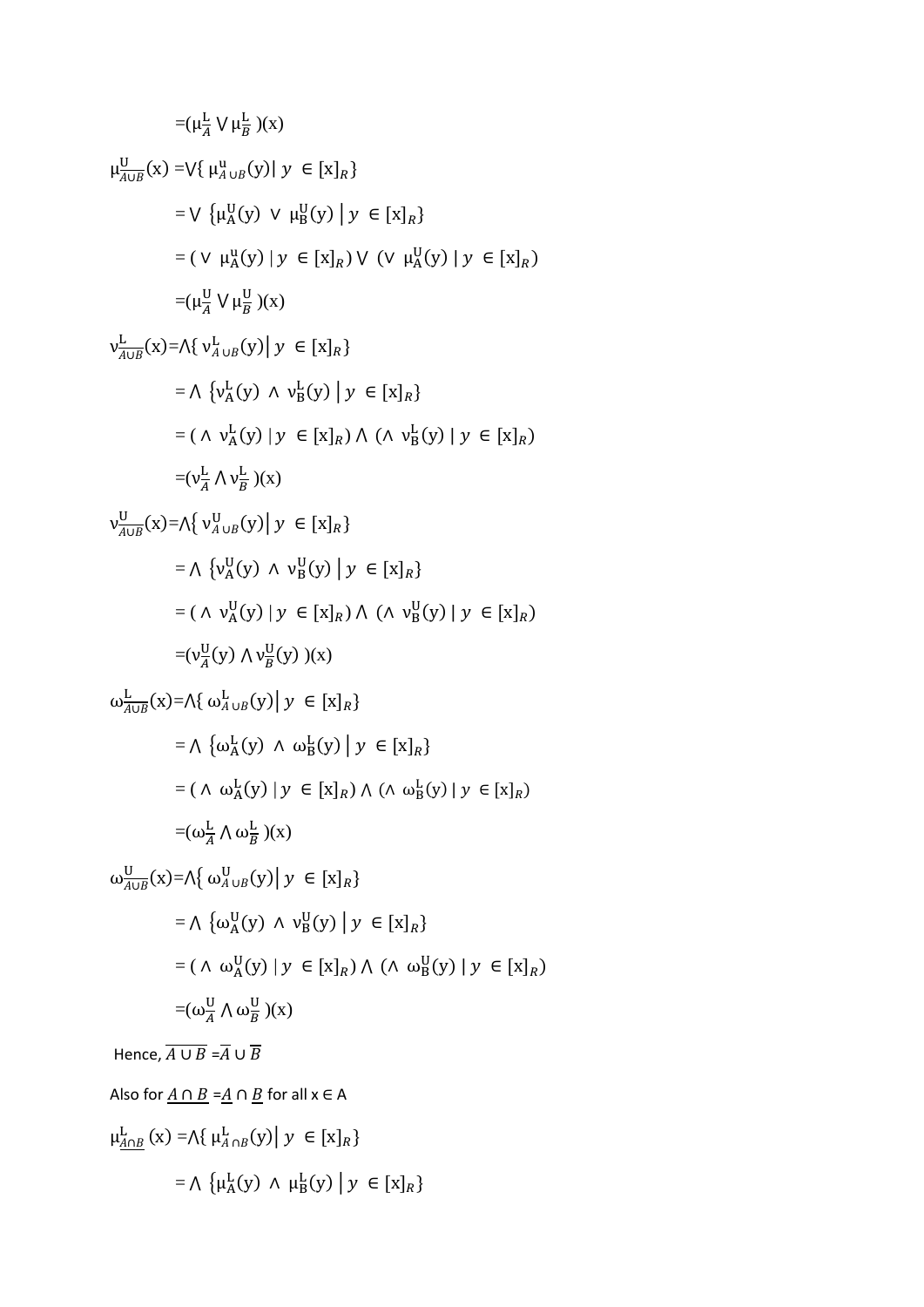$=(\mu^{L}_{\overline{A}} \vee \mu^{L}_{\overline{B}})(x)$

$\mu^{U}_{\overline{A \cup B}}(x) = \vee\{\mu^{u}_{A \cup B}(y) \mid y \in [x]_R\}$

$= \vee \{\mu^{U}_{A}(y) \vee \mu^{U}_{B}(y) \mid y \in [x]_R\}$

$= (\vee \mu^{u}_{A}(y) \mid y \in [x]_R) \vee (\vee \mu^{U}_{A}(y) \mid y \in [x]_R)$

$=(\mu^{U}_{\overline{A}} \vee \mu^{U}_{\overline{B}})(x)$

$\nu^{L}_{\overline{A \cup B}}(x) = \wedge\{\nu^{L}_{A \cup B}(y) \mid y \in [x]_R\}$

$= \wedge \{\nu^{L}_{A}(y) \wedge \nu^{L}_{B}(y) \mid y \in [x]_R\}$

$= (\wedge \nu^{L}_{A}(y) \mid y \in [x]_R) \wedge (\wedge \nu^{L}_{B}(y) \mid y \in [x]_R)$

$=(\nu^{L}_{\overline{A}} \wedge \nu^{L}_{\overline{B}})(x)$

$\nu^{U}_{\overline{A \cup B}}(x) = \wedge\{\nu^{U}_{A \cup B}(y) \mid y \in [x]_R\}$

$= \wedge \{\nu^{U}_{A}(y) \wedge \nu^{U}_{B}(y) \mid y \in [x]_R\}$

$= (\wedge \nu^{U}_{A}(y) \mid y \in [x]_R) \wedge (\wedge \nu^{U}_{B}(y) \mid y \in [x]_R)$

$=(\nu^{U}_{\overline{A}}(y) \wedge \nu^{U}_{\overline{B}}(y))(x)$

$\omega^{L}_{\overline{A \cup B}}(x) = \wedge\{\omega^{L}_{A \cup B}(y) \mid y \in [x]_R\}$

$= \wedge \{\omega^{L}_{A}(y) \wedge \omega^{L}_{B}(y) \mid y \in [x]_R\}$

$= (\wedge \omega^{L}_{A}(y) \mid y \in [x]_R) \wedge (\wedge \omega^{L}_{B}(y) \mid y \in [x]_R)$

$=(\omega^{L}_{\overline{A}} \wedge \omega^{L}_{\overline{B}})(x)$

$\omega^{U}_{\overline{A \cup B}}(x) = \wedge\{\omega^{U}_{A \cup B}(y) \mid y \in [x]_R\}$

$= \wedge \{\omega^{U}_{A}(y) \wedge \nu^{U}_{B}(y) \mid y \in [x]_R\}$

$= (\wedge \omega^{U}_{A}(y) \mid y \in [x]_R) \wedge (\wedge \omega^{U}_{B}(y) \mid y \in [x]_R)$

$=(\omega^{U}_{\overline{A}} \wedge \omega^{U}_{\overline{B}})(x)$

Hence, $\overline{A \cup B} = \overline{A} \cup \overline{B}$

Also for $\underline{A \cap B} = \underline{A} \cap \underline{B}$ for all x ∈ A

$\mu^{L}_{\underline{A \cap B}}(x) = \wedge\{\mu^{L}_{A \cap B}(y) \mid y \in [x]_R\}$

$= \wedge \{\mu^{L}_{A}(y) \wedge \mu^{L}_{B}(y) \mid y \in [x]_R\}$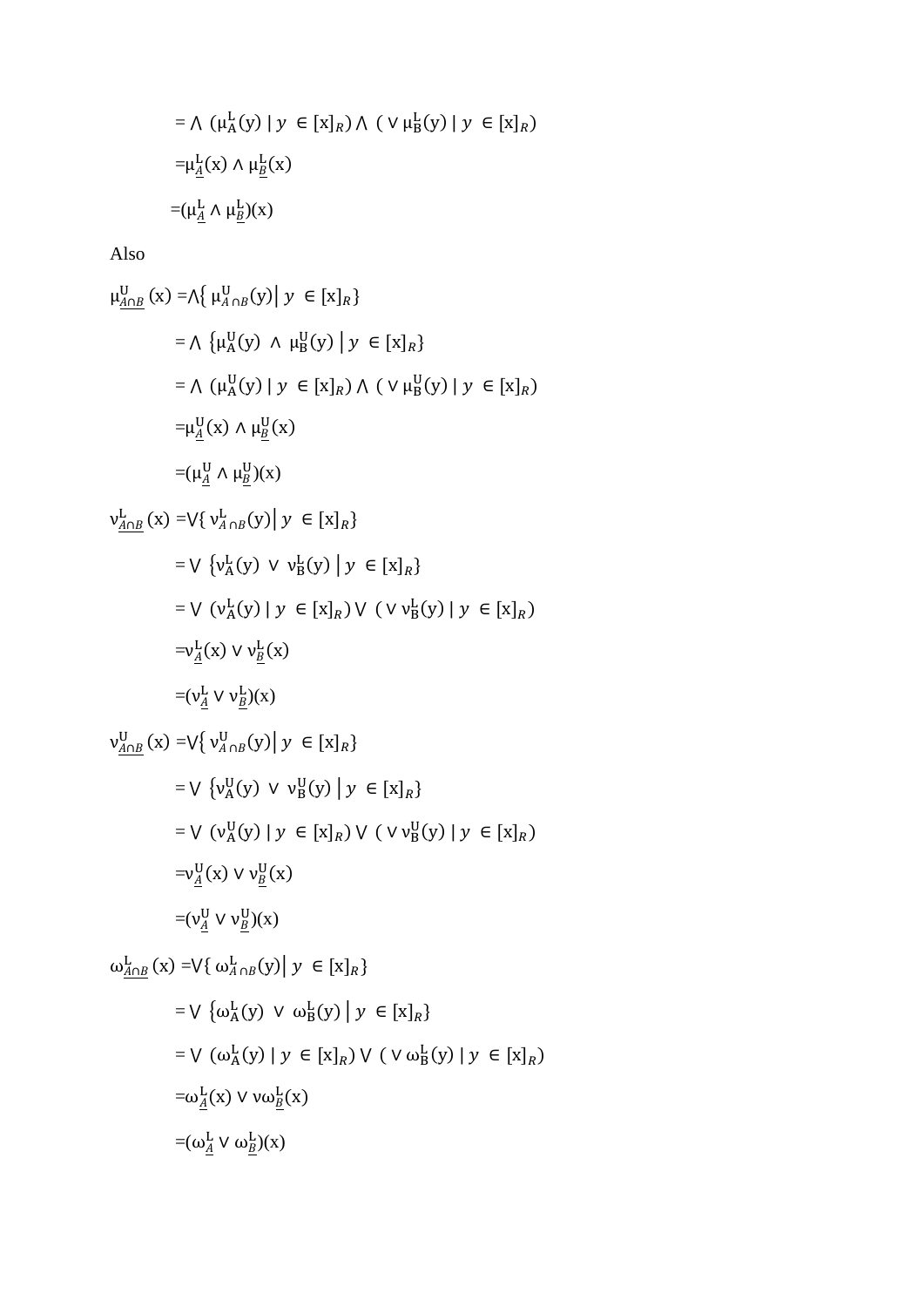$= \wedge\ (\mu^{L}_{A}(y) \mid y\ \in [x]_{R}) \wedge\ (\vee\, \mu^{L}_{B}(y) \mid y\ \in [x]_{R})$

$= \mu^{L}_{\underline{A}}(x) \wedge \mu^{L}_{\underline{B}}(x)$

$= (\mu^{L}_{\underline{A}} \wedge \mu^{L}_{\underline{B}})(x)$

Also

$\mu^{U}_{\underline{A \cap B}}(x) = \wedge\{\ \mu^{U}_{A \cap B}(y) \big|\ y\ \in [x]_{R}\}$

$= \wedge\ \{\mu^{U}_{A}(y)\ \wedge\ \mu^{U}_{B}(y)\ \big|\ y\ \in [x]_{R}\}$

$= \wedge\ (\mu^{U}_{A}(y) \mid y\ \in [x]_{R}) \wedge\ (\vee\, \mu^{U}_{B}(y) \mid y\ \in [x]_{R})$

$= \mu^{U}_{\underline{A}}(x) \wedge \mu^{U}_{\underline{B}}(x)$

$= (\mu^{U}_{\underline{A}} \wedge \mu^{U}_{\underline{B}})(x)$

$\nu^{L}_{\underline{A \cap B}}(x) = \vee\{\ \nu^{L}_{A \cap B}(y) \big|\ y\ \in [x]_{R}\}$

$= \vee\ \{\nu^{L}_{A}(y)\ \vee\ \nu^{L}_{B}(y)\ \big|\ y\ \in [x]_{R}\}$

$= \vee\ (\nu^{L}_{A}(y) \mid y\ \in [x]_{R}) \vee\ (\vee\, \nu^{L}_{B}(y) \mid y\ \in [x]_{R})$

$= \nu^{L}_{\underline{A}}(x) \vee \nu^{L}_{\underline{B}}(x)$

$= (\nu^{L}_{\underline{A}} \vee \nu^{L}_{\underline{B}})(x)$

$\nu^{U}_{\underline{A \cap B}}(x) = \vee\{\ \nu^{U}_{A \cap B}(y) \big|\ y\ \in [x]_{R}\}$

$= \vee\ \{\nu^{U}_{A}(y)\ \vee\ \nu^{U}_{B}(y)\ \big|\ y\ \in [x]_{R}\}$

$= \vee\ (\nu^{U}_{A}(y) \mid y\ \in [x]_{R}) \vee\ (\vee\, \nu^{U}_{B}(y) \mid y\ \in [x]_{R})$

$= \nu^{U}_{\underline{A}}(x) \vee \nu^{U}_{\underline{B}}(x)$

$= (\nu^{U}_{\underline{A}} \vee \nu^{U}_{\underline{B}})(x)$

$\omega^{L}_{\underline{A \cap B}}(x) = \vee\{\ \omega^{L}_{A \cap B}(y) \big|\ y\ \in [x]_{R}\}$

$= \vee\ \{\omega^{L}_{A}(y)\ \vee\ \omega^{L}_{B}(y)\ \big|\ y\ \in [x]_{R}\}$

$= \vee\ (\omega^{L}_{A}(y) \mid y\ \in [x]_{R}) \vee\ (\vee\, \omega^{L}_{B}(y) \mid y\ \in [x]_{R})$

$= \omega^{L}_{\underline{A}}(x) \vee \nu\omega^{L}_{\underline{B}}(x)$

$= (\omega^{L}_{\underline{A}} \vee \omega^{L}_{\underline{B}})(x)$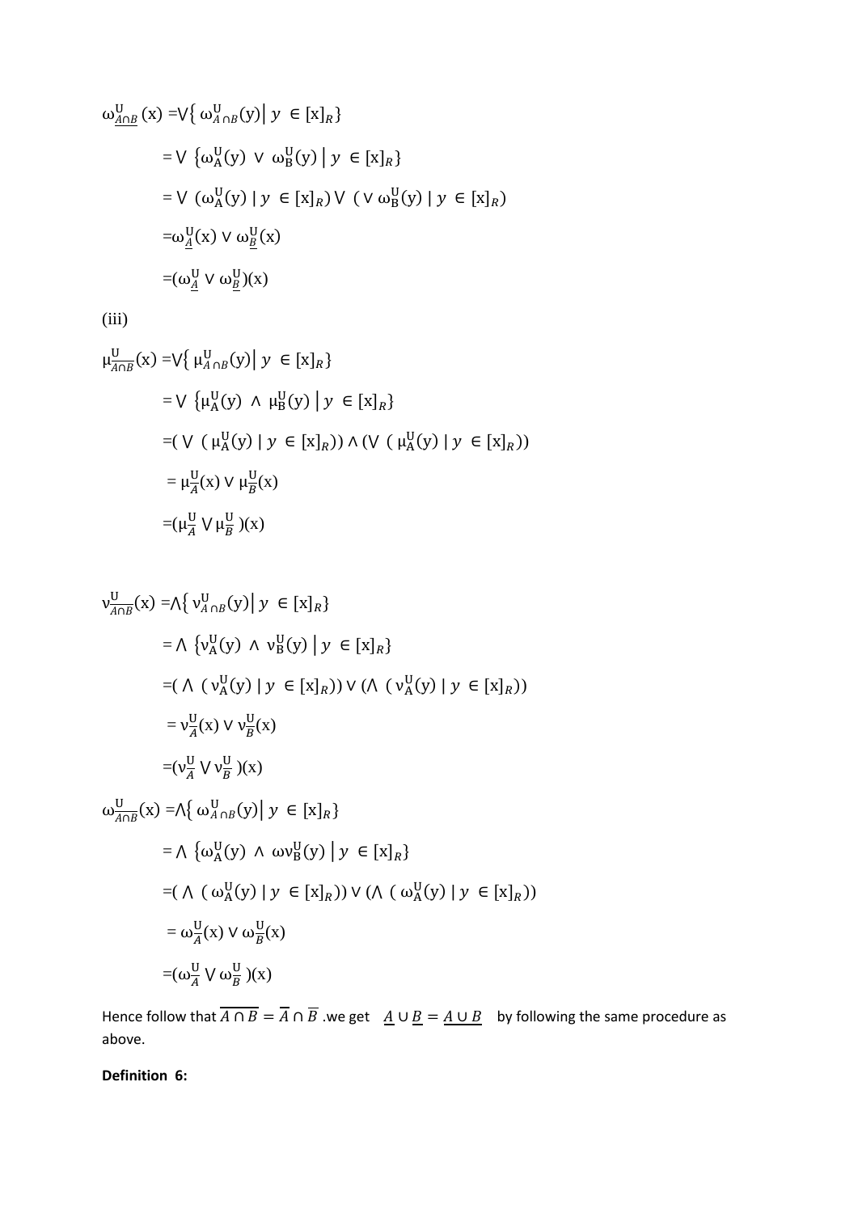$$
\begin{aligned}
\omega^{\mathrm{U}}_{\underline{A\cap B}}(\mathrm{x}) &= \vee\{\, \omega^{\mathrm{U}}_{A\cap B}(\mathrm{y}) \mid y \in [\mathrm{x}]_R\} \\
&= \vee\ \{\omega^{\mathrm{U}}_{\mathrm{A}}(\mathrm{y})\ \vee\ \omega^{\mathrm{U}}_{\mathrm{B}}(\mathrm{y}) \mid y \in [\mathrm{x}]_R\} \\
&= \vee\ (\omega^{\mathrm{U}}_{\mathrm{A}}(\mathrm{y}) \mid y \in [\mathrm{x}]_R) \vee\ (\vee\ \omega^{\mathrm{U}}_{\mathrm{B}}(\mathrm{y}) \mid y \in [\mathrm{x}]_R) \\
&= \omega^{\mathrm{U}}_{\underline{A}}(\mathrm{x}) \vee \omega^{\mathrm{U}}_{\underline{B}}(\mathrm{x}) \\
&= (\omega^{\mathrm{U}}_{\underline{A}} \vee \omega^{\mathrm{U}}_{\underline{B}})(\mathrm{x})
\end{aligned}
$$

(iii)

$$
\begin{aligned}
\mu^{\mathrm{U}}_{\overline{A\cap B}}(\mathrm{x}) &= \vee\{\, \mu^{\mathrm{U}}_{A\cap B}(\mathrm{y}) \mid y \in [\mathrm{x}]_R\} \\
&= \vee\ \{\mu^{\mathrm{U}}_{\mathrm{A}}(\mathrm{y})\ \wedge\ \mu^{\mathrm{U}}_{\mathrm{B}}(\mathrm{y}) \mid y \in [\mathrm{x}]_R\} \\
&= (\vee\ (\mu^{\mathrm{U}}_{\mathrm{A}}(\mathrm{y}) \mid y \in [\mathrm{x}]_R)) \wedge (\vee\ (\mu^{\mathrm{U}}_{\mathrm{A}}(\mathrm{y}) \mid y \in [\mathrm{x}]_R)) \\
&= \mu^{\mathrm{U}}_{\overline{A}}(\mathrm{x}) \vee \mu^{\mathrm{U}}_{\overline{B}}(\mathrm{x}) \\
&= (\mu^{\mathrm{U}}_{\overline{A}} \vee \mu^{\mathrm{U}}_{\overline{B}})(\mathrm{x})
\end{aligned}
$$

$$
\begin{aligned}
\nu^{\mathrm{U}}_{\overline{A\cap B}}(\mathrm{x}) &= \wedge\{\, \nu^{\mathrm{U}}_{A\cap B}(\mathrm{y}) \mid y \in [\mathrm{x}]_R\} \\
&= \wedge\ \{\nu^{\mathrm{U}}_{\mathrm{A}}(\mathrm{y})\ \wedge\ \nu^{\mathrm{U}}_{\mathrm{B}}(\mathrm{y}) \mid y \in [\mathrm{x}]_R\} \\
&= (\wedge\ (\nu^{\mathrm{U}}_{\mathrm{A}}(\mathrm{y}) \mid y \in [\mathrm{x}]_R)) \vee (\wedge\ (\nu^{\mathrm{U}}_{\mathrm{A}}(\mathrm{y}) \mid y \in [\mathrm{x}]_R)) \\
&= \nu^{\mathrm{U}}_{\overline{A}}(\mathrm{x}) \vee \nu^{\mathrm{U}}_{\overline{B}}(\mathrm{x}) \\
&= (\nu^{\mathrm{U}}_{\overline{A}} \vee \nu^{\mathrm{U}}_{\overline{B}})(\mathrm{x})
\end{aligned}
$$

$$
\begin{aligned}
\omega^{\mathrm{U}}_{\overline{A\cap B}}(\mathrm{x}) &= \wedge\{\, \omega^{\mathrm{U}}_{A\cap B}(\mathrm{y}) \mid y \in [\mathrm{x}]_R\} \\
&= \wedge\ \{\omega^{\mathrm{U}}_{\mathrm{A}}(\mathrm{y})\ \wedge\ \omega\nu^{\mathrm{U}}_{\mathrm{B}}(\mathrm{y}) \mid y \in [\mathrm{x}]_R\} \\
&= (\wedge\ (\omega^{\mathrm{U}}_{\mathrm{A}}(\mathrm{y}) \mid y \in [\mathrm{x}]_R)) \vee (\wedge\ (\omega^{\mathrm{U}}_{\mathrm{A}}(\mathrm{y}) \mid y \in [\mathrm{x}]_R)) \\
&= \omega^{\mathrm{U}}_{\overline{A}}(\mathrm{x}) \vee \omega^{\mathrm{U}}_{\overline{B}}(\mathrm{x}) \\
&= (\omega^{\mathrm{U}}_{\overline{A}} \vee \omega^{\mathrm{U}}_{\overline{B}})(\mathrm{x})
\end{aligned}
$$

Hence follow that $\overline{A \cap B} = \overline{A} \cap \overline{B}$ .we get $\underline{A} \cup \underline{B} = \underline{A \cup B}$ by following the same procedure as above.

**Definition 6:**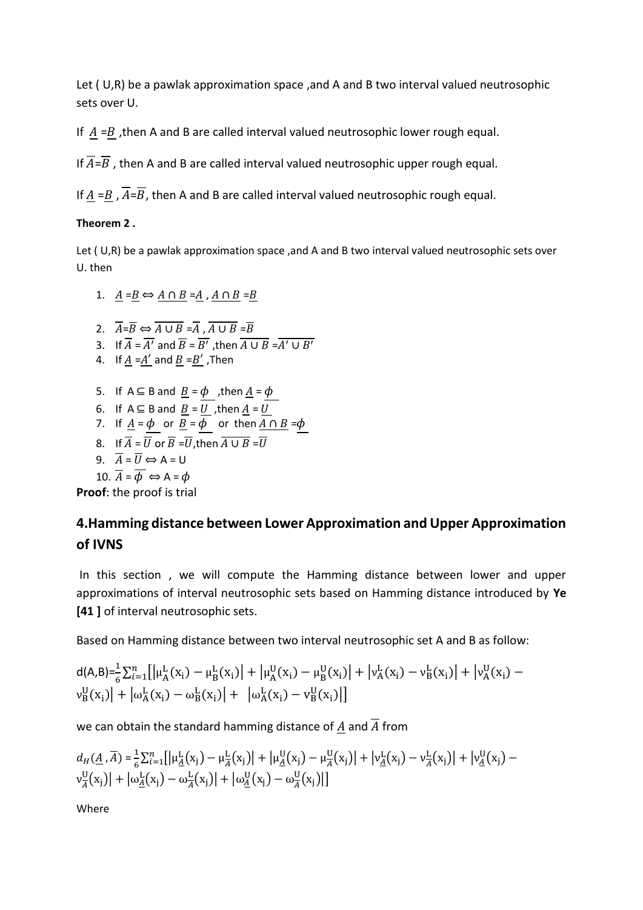Let ( U,R) be a pawlak approximation space ,and A and B two interval valued neutrosophic sets over U.

If $\underline{A}$ =$\underline{B}$ ,then A and B are called interval valued neutrosophic lower rough equal.

If $\overline{A}$=$\overline{B}$ , then A and B are called interval valued neutrosophic upper rough equal.

If $\underline{A}$ =$\underline{B}$ , $\overline{A}$=$\overline{B}$, then A and B are called interval valued neutrosophic rough equal.

**Theorem 2 .**

Let ( U,R) be a pawlak approximation space ,and A and B two interval valued neutrosophic sets over U. then

1. $\underline{A} = \underline{B} \Leftrightarrow \underline{A \cap B} = \underline{A}$ , $\underline{A \cap B} = \underline{B}$
2. $\overline{A} = \overline{B} \Leftrightarrow \overline{A \cup B} = \overline{A}$ , $\overline{A \cup B} = \overline{B}$
3. If $\overline{A} = \overline{A'}$ and $\overline{B} = \overline{B'}$ ,then $\overline{A \cup B} = \overline{A' \cup B'}$
4. If $\underline{A} = \underline{A'}$ and $\underline{B} = \underline{B'}$ ,Then
5. If $A \subseteq B$ and $\underline{B} = \underline{\phi}$ ,then $\underline{A} = \underline{\phi}$
6. If $A \subseteq B$ and $\underline{B} = \underline{U}$ ,then $\underline{A} = \underline{U}$
7. If $\underline{A} = \underline{\phi}$ or $\underline{B} = \underline{\phi}$ or then $\underline{A \cap B} = \underline{\phi}$
8. If $\overline{A} = \overline{U}$ or $\overline{B} = \overline{U}$,then $\overline{A \cup B} = \overline{U}$
9. $\overline{A} = \overline{U} \Leftrightarrow A = U$
10. $\overline{A} = \overline{\phi} \Leftrightarrow A = \phi$

**Proof**: the proof is trial

## 4.Hamming distance between Lower Approximation and Upper Approximation of IVNS

In this section , we will compute the Hamming distance between lower and upper approximations of interval neutrosophic sets based on Hamming distance introduced by **Ye [41 ]** of interval neutrosophic sets.

Based on Hamming distance between two interval neutrosophic set A and B as follow:

$$d(A,B)=\frac{1}{6}\sum_{i=1}^{n}\left[\left|\mu_A^L(x_i)-\mu_B^L(x_i)\right|+\left|\mu_A^U(x_i)-\mu_B^U(x_i)\right|+\left|\nu_A^L(x_i)-\nu_B^L(x_i)\right|+\left|\nu_A^U(x_i)-\nu_B^U(x_i)\right|+\left|\omega_A^L(x_i)-\omega_B^L(x_i)\right|+\left|\omega_A^L(x_i)-\nu_B^U(x_i)\right|\right]$$

we can obtain the standard hamming distance of $\underline{A}$ and $\overline{A}$ from

$$d_H(\underline{A},\overline{A})=\frac{1}{6}\sum_{i=1}^{n}\left[\left|\mu_{\underline{A}}^L(x_j)-\mu_{\overline{A}}^L(x_j)\right|+\left|\mu_{\underline{A}}^U(x_j)-\mu_{\overline{A}}^U(x_j)\right|+\left|\nu_{\underline{A}}^L(x_j)-\nu_{\overline{A}}^L(x_j)\right|+\left|\nu_{\underline{A}}^U(x_j)-\nu_{\overline{A}}^U(x_j)\right|+\left|\omega_{\underline{A}}^L(x_j)-\omega_{\overline{A}}^L(x_j)\right|+\left|\omega_{\underline{A}}^U(x_j)-\omega_{\overline{A}}^U(x_j)\right|\right]$$

Where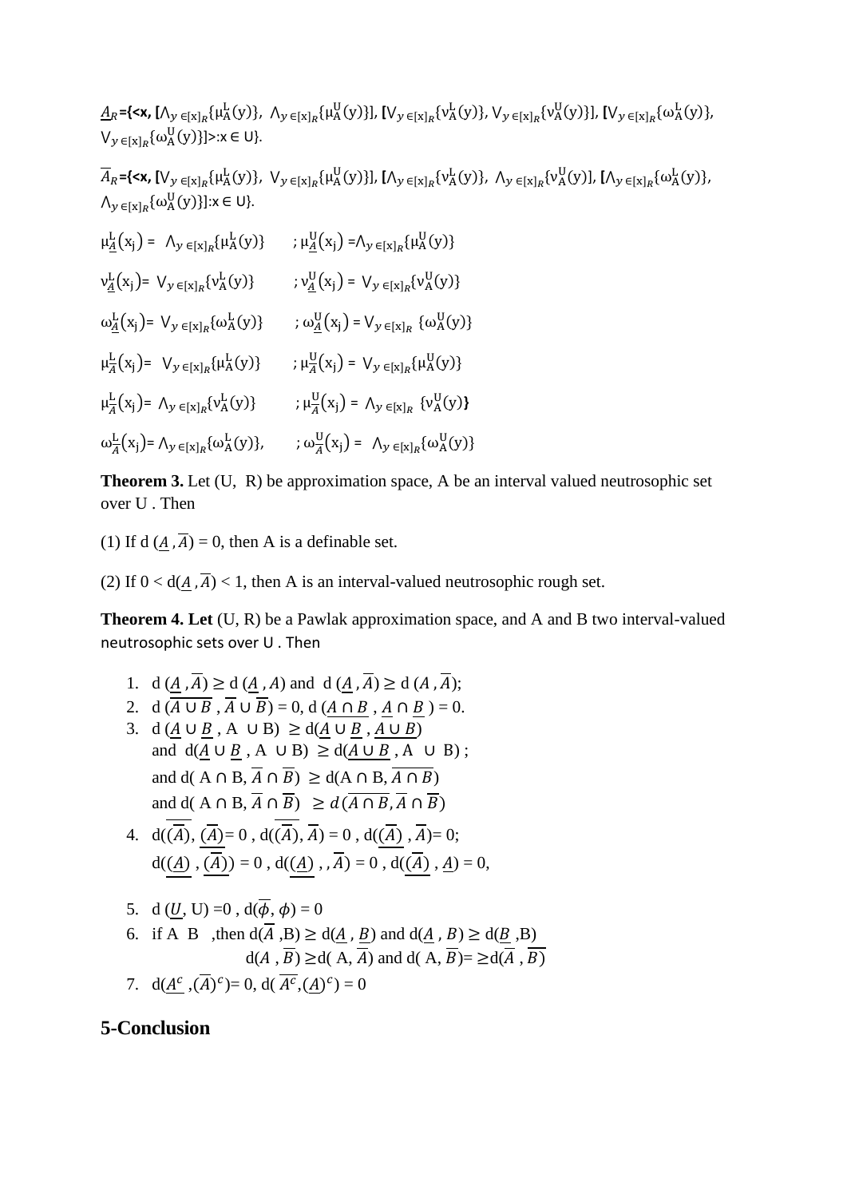$\underline{A}_R$={<x, [$\wedge_{y\in[x]_R}\{\mu_A^L(y)\}$, $\wedge_{y\in[x]_R}\{\mu_A^U(y)\}$], [$\vee_{y\in[x]_R}\{\nu_A^L(y)\}$, $\vee_{y\in[x]_R}\{\nu_A^U(y)\}$], [$\vee_{y\in[x]_R}\{\omega_A^L(y)\}$, $\vee_{y\in[x]_R}\{\omega_A^U(y)\}$]>:x ∈ U}.

$\overline{A}_R$={<x, [$\vee_{y\in[x]_R}\{\mu_A^L(y)\}$, $\vee_{y\in[x]_R}\{\mu_A^U(y)\}$], [$\wedge_{y\in[x]_R}\{\nu_A^L(y)\}$, $\wedge_{y\in[x]_R}\{\nu_A^U(y)\}$], [$\wedge_{y\in[x]_R}\{\omega_A^L(y)\}$, $\wedge_{y\in[x]_R}\{\omega_A^U(y)\}$]:x ∈ U}.

$\mu_{\underline{A}}^L(x_j) = \wedge_{y\in[x]_R}\{\mu_A^L(y)\}$ ; $\mu_{\underline{A}}^U(x_j) = \wedge_{y\in[x]_R}\{\mu_A^U(y)\}$

$\nu_{\underline{A}}^L(x_j) = \vee_{y\in[x]_R}\{\nu_A^L(y)\}$ ; $\nu_{\underline{A}}^U(x_j) = \vee_{y\in[x]_R}\{\nu_A^U(y)\}$

$\omega_{\underline{A}}^L(x_j) = \vee_{y\in[x]_R}\{\omega_A^L(y)\}$ ; $\omega_{\underline{A}}^U(x_j) = \vee_{y\in[x]_R}\{\omega_A^U(y)\}$

$\mu_{\overline{A}}^L(x_j) = \vee_{y\in[x]_R}\{\mu_A^L(y)\}$ ; $\mu_{\overline{A}}^U(x_j) = \vee_{y\in[x]_R}\{\mu_A^U(y)\}$

$\mu_{\overline{A}}^L(x_j) = \wedge_{y\in[x]_R}\{\nu_A^L(y)\}$ ; $\mu_{\overline{A}}^U(x_j) = \wedge_{y\in[x]_R}\{\nu_A^U(y)\}$

$\omega_{\overline{A}}^L(x_j) = \wedge_{y\in[x]_R}\{\omega_A^L(y)\}$, ; $\omega_{\overline{A}}^U(x_j) = \wedge_{y\in[x]_R}\{\omega_A^U(y)\}$

**Theorem 3.** Let (U, R) be approximation space, A be an interval valued neutrosophic set over U . Then

(1) If d ($\underline{A}$ ,$\overline{A}$) = 0, then A is a definable set.

(2) If 0 < d($\underline{A}$ ,$\overline{A}$) < 1, then A is an interval-valued neutrosophic rough set.

**Theorem 4. Let** (U, R) be a Pawlak approximation space, and A and B two interval-valued neutrosophic sets over U . Then

1. d ($\underline{A}$ ,$\overline{A}$) ≥ d ($\underline{A}$ , $A$) and d ($\underline{A}$ ,$\overline{A}$) ≥ d ($A$ ,$\overline{A}$);
2. d ($\overline{A \cup B}$ , $\overline{A} \cup \overline{B}$) = 0, d ($\underline{A \cap B}$ , $\underline{A} \cap \underline{B}$ ) = 0.
3. d ($\underline{A} \cup \underline{B}$ , A ∪ B) ≥ d($\underline{A} \cup \underline{B}$ , $\underline{A \cup B}$)
   and d($\underline{A} \cup \underline{B}$ , A ∪ B) ≥ d($\underline{A \cup B}$ , A ∪ B) ;
   and d( A ∩ B, $\overline{A} \cap \overline{B}$) ≥ d(A ∩ B, $\overline{A \cap B}$)
   and d( A ∩ B, $\overline{A} \cap \overline{B}$) ≥ $d(\overline{A \cap B}, \overline{A} \cap \overline{B})$
4. d($\overline{(\overline{A})}$, $\underline{(\overline{A})}$)= 0 , d($\overline{(\overline{A})}$, $\overline{A}$) = 0 , d($\underline{(\overline{A})}$ , $\overline{A}$)= 0;
   d($\underline{(\underline{A})}$ , $\underline{(\overline{A})}$) = 0 , d($\overline{(\underline{A})}$ , , $\overline{A}$) = 0 , d($\underline{(\overline{A})}$ , $\underline{A}$) = 0,
5. d ($\underline{U}$, U) =0 , d($\overline{\phi}$, $\phi$) = 0
6. if A B ,then d($\overline{A}$ ,B) ≥ d($\underline{A}$ , $\underline{B}$) and d($\underline{A}$ , $B$) ≥ d($\underline{B}$ ,B)
   d($A$ , $\overline{B}$) ≥d( A, $\overline{A}$) and d( A, $\overline{B}$)= ≥d($\overline{A}$ , $\overline{B}$)
7. d($\underline{A^c}$ ,$(\overline{A})^c$)= 0, d( $\overline{A^c}$,$(\underline{A})^c$) = 0

## 5-Conclusion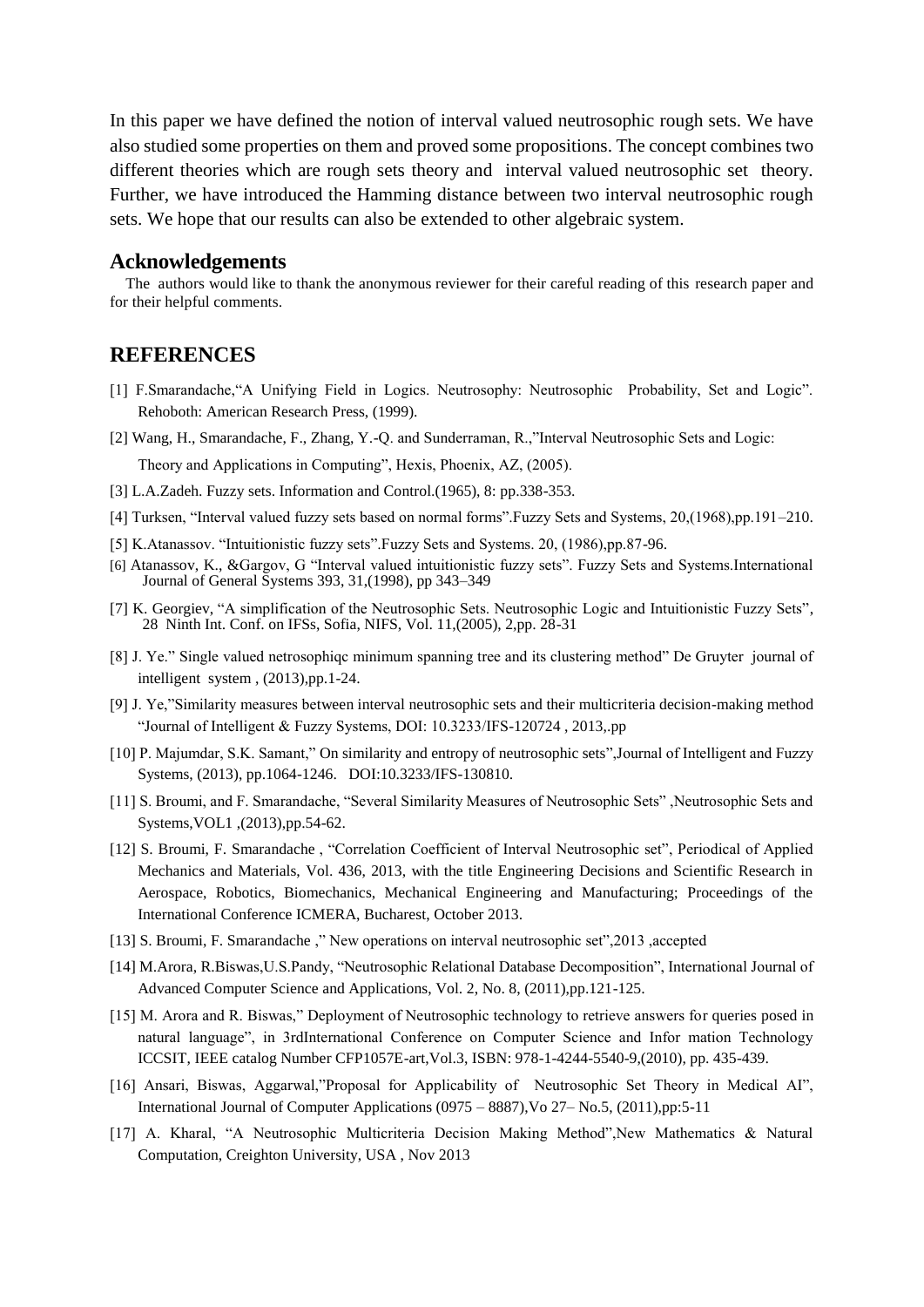In this paper we have defined the notion of interval valued neutrosophic rough sets. We have also studied some properties on them and proved some propositions. The concept combines two different theories which are rough sets theory and interval valued neutrosophic set theory. Further, we have introduced the Hamming distance between two interval neutrosophic rough sets. We hope that our results can also be extended to other algebraic system.

## Acknowledgements

The authors would like to thank the anonymous reviewer for their careful reading of this research paper and for their helpful comments.

## REFERENCES

[1] F.Smarandache,"A Unifying Field in Logics. Neutrosophy: Neutrosophic Probability, Set and Logic". Rehoboth: American Research Press, (1999).

[2] Wang, H., Smarandache, F., Zhang, Y.-Q. and Sunderraman, R.,"Interval Neutrosophic Sets and Logic: Theory and Applications in Computing", Hexis, Phoenix, AZ, (2005).

[3] L.A.Zadeh. Fuzzy sets. Information and Control.(1965), 8: pp.338-353.

[4] Turksen, "Interval valued fuzzy sets based on normal forms".Fuzzy Sets and Systems, 20,(1968),pp.191–210.

[5] K.Atanassov. "Intuitionistic fuzzy sets".Fuzzy Sets and Systems. 20, (1986),pp.87-96.

[6] Atanassov, K., &Gargov, G "Interval valued intuitionistic fuzzy sets". Fuzzy Sets and Systems.International Journal of General Systems 393, 31,(1998), pp 343–349

[7] K. Georgiev, "A simplification of the Neutrosophic Sets. Neutrosophic Logic and Intuitionistic Fuzzy Sets", 28 Ninth Int. Conf. on IFSs, Sofia, NIFS, Vol. 11,(2005), 2,pp. 28-31

[8] J. Ye." Single valued netrosophiqc minimum spanning tree and its clustering method" De Gruyter journal of intelligent system , (2013),pp.1-24.

[9] J. Ye,"Similarity measures between interval neutrosophic sets and their multicriteria decision-making method "Journal of Intelligent & Fuzzy Systems, DOI: 10.3233/IFS-120724 , 2013,.pp

[10] P. Majumdar, S.K. Samant," On similarity and entropy of neutrosophic sets",Journal of Intelligent and Fuzzy Systems, (2013), pp.1064-1246. DOI:10.3233/IFS-130810.

[11] S. Broumi, and F. Smarandache, "Several Similarity Measures of Neutrosophic Sets" ,Neutrosophic Sets and Systems,VOL1 ,(2013),pp.54-62.

[12] S. Broumi, F. Smarandache , "Correlation Coefficient of Interval Neutrosophic set", Periodical of Applied Mechanics and Materials, Vol. 436, 2013, with the title Engineering Decisions and Scientific Research in Aerospace, Robotics, Biomechanics, Mechanical Engineering and Manufacturing; Proceedings of the International Conference ICMERA, Bucharest, October 2013.

[13] S. Broumi, F. Smarandache ," New operations on interval neutrosophic set",2013 ,accepted

[14] M.Arora, R.Biswas,U.S.Pandy, "Neutrosophic Relational Database Decomposition", International Journal of Advanced Computer Science and Applications, Vol. 2, No. 8, (2011),pp.121-125.

[15] M. Arora and R. Biswas," Deployment of Neutrosophic technology to retrieve answers for queries posed in natural language", in 3rdInternational Conference on Computer Science and Infor mation Technology ICCSIT, IEEE catalog Number CFP1057E-art,Vol.3, ISBN: 978-1-4244-5540-9,(2010), pp. 435-439.

[16] Ansari, Biswas, Aggarwal,"Proposal for Applicability of Neutrosophic Set Theory in Medical AI", International Journal of Computer Applications (0975 – 8887),Vo 27– No.5, (2011),pp:5-11

[17] A. Kharal, "A Neutrosophic Multicriteria Decision Making Method",New Mathematics & Natural Computation, Creighton University, USA , Nov 2013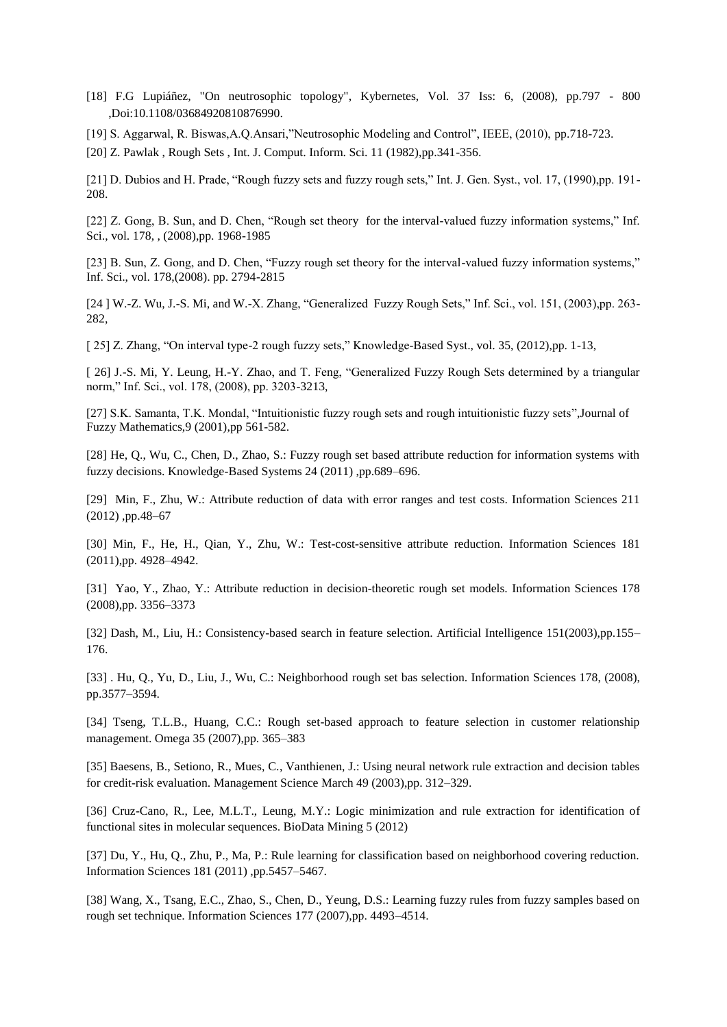[18] F.G Lupiáñez, "On neutrosophic topology", Kybernetes, Vol. 37 Iss: 6, (2008), pp.797 - 800 ,Doi:10.1108/03684920810876990.

[19] S. Aggarwal, R. Biswas,A.Q.Ansari,"Neutrosophic Modeling and Control", IEEE, (2010), pp.718-723.

[20] Z. Pawlak , Rough Sets , Int. J. Comput. Inform. Sci. 11 (1982),pp.341-356.

[21] D. Dubios and H. Prade, "Rough fuzzy sets and fuzzy rough sets," Int. J. Gen. Syst., vol. 17, (1990),pp. 191-208.

[22] Z. Gong, B. Sun, and D. Chen, "Rough set theory for the interval-valued fuzzy information systems," Inf. Sci., vol. 178, , (2008),pp. 1968-1985

[23] B. Sun, Z. Gong, and D. Chen, "Fuzzy rough set theory for the interval-valued fuzzy information systems," Inf. Sci., vol. 178,(2008). pp. 2794-2815

[24 ] W.-Z. Wu, J.-S. Mi, and W.-X. Zhang, "Generalized Fuzzy Rough Sets," Inf. Sci., vol. 151, (2003),pp. 263-282,

[ 25] Z. Zhang, "On interval type-2 rough fuzzy sets," Knowledge-Based Syst., vol. 35, (2012),pp. 1-13,

[ 26] J.-S. Mi, Y. Leung, H.-Y. Zhao, and T. Feng, "Generalized Fuzzy Rough Sets determined by a triangular norm," Inf. Sci., vol. 178, (2008), pp. 3203-3213,

[27] S.K. Samanta, T.K. Mondal, "Intuitionistic fuzzy rough sets and rough intuitionistic fuzzy sets",Journal of Fuzzy Mathematics,9 (2001),pp 561-582.

[28] He, Q., Wu, C., Chen, D., Zhao, S.: Fuzzy rough set based attribute reduction for information systems with fuzzy decisions. Knowledge-Based Systems 24 (2011) ,pp.689–696.

[29] Min, F., Zhu, W.: Attribute reduction of data with error ranges and test costs. Information Sciences 211 (2012) ,pp.48–67

[30] Min, F., He, H., Qian, Y., Zhu, W.: Test-cost-sensitive attribute reduction. Information Sciences 181 (2011),pp. 4928–4942.

[31] Yao, Y., Zhao, Y.: Attribute reduction in decision-theoretic rough set models. Information Sciences 178 (2008),pp. 3356–3373

[32] Dash, M., Liu, H.: Consistency-based search in feature selection. Artificial Intelligence 151(2003),pp.155–176.

[33] . Hu, Q., Yu, D., Liu, J., Wu, C.: Neighborhood rough set bas selection. Information Sciences 178, (2008), pp.3577–3594.

[34] Tseng, T.L.B., Huang, C.C.: Rough set-based approach to feature selection in customer relationship management. Omega 35 (2007),pp. 365–383

[35] Baesens, B., Setiono, R., Mues, C., Vanthienen, J.: Using neural network rule extraction and decision tables for credit-risk evaluation. Management Science March 49 (2003),pp. 312–329.

[36] Cruz-Cano, R., Lee, M.L.T., Leung, M.Y.: Logic minimization and rule extraction for identification of functional sites in molecular sequences. BioData Mining 5 (2012)

[37] Du, Y., Hu, Q., Zhu, P., Ma, P.: Rule learning for classification based on neighborhood covering reduction. Information Sciences 181 (2011) ,pp.5457–5467.

[38] Wang, X., Tsang, E.C., Zhao, S., Chen, D., Yeung, D.S.: Learning fuzzy rules from fuzzy samples based on rough set technique. Information Sciences 177 (2007),pp. 4493–4514.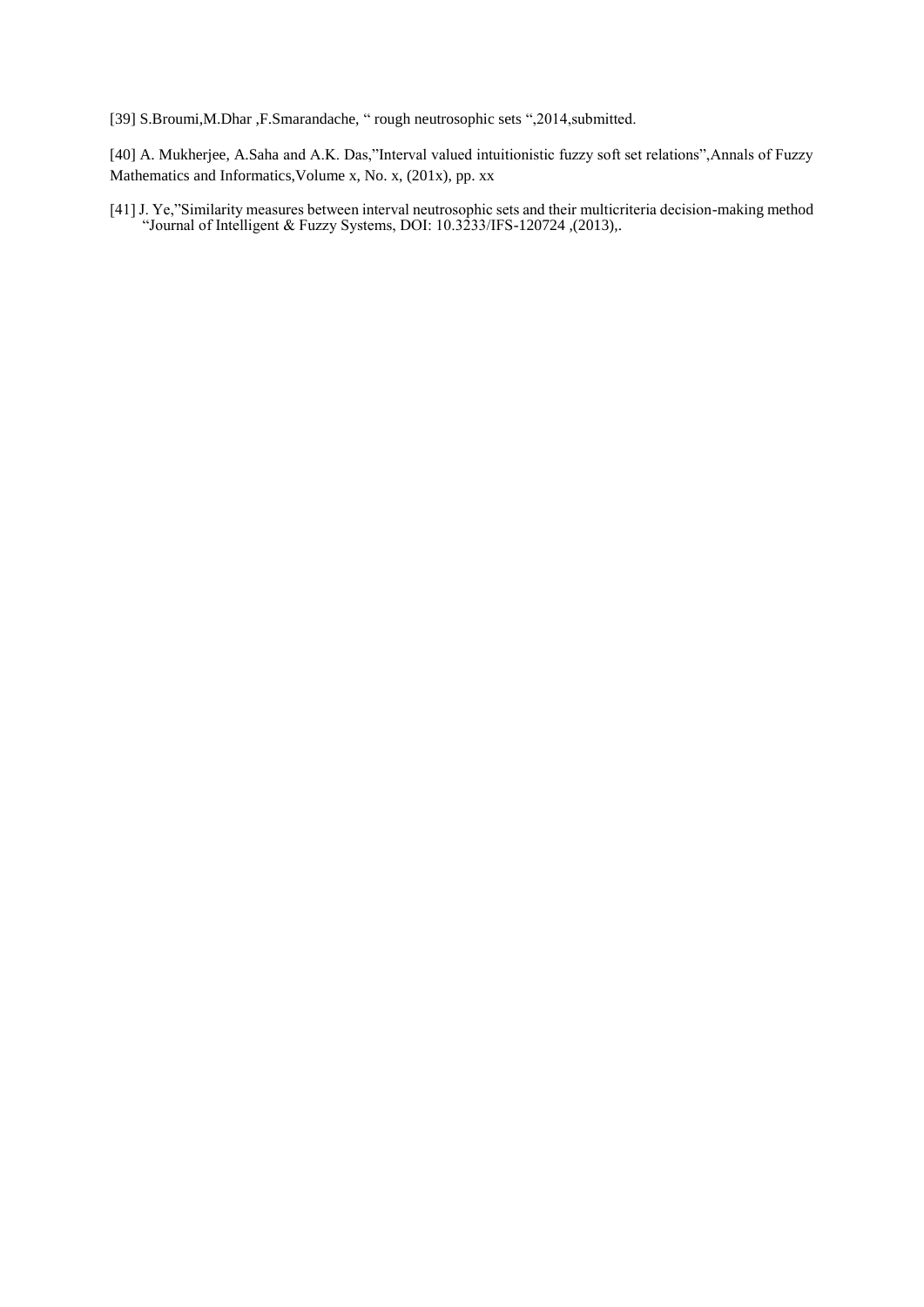[39] S.Broumi,M.Dhar ,F.Smarandache, " rough neutrosophic sets ",2014,submitted.

[40] A. Mukherjee, A.Saha and A.K. Das,"Interval valued intuitionistic fuzzy soft set relations",Annals of Fuzzy Mathematics and Informatics,Volume x, No. x, (201x), pp. xx

[41] J. Ye,"Similarity measures between interval neutrosophic sets and their multicriteria decision-making method "Journal of Intelligent & Fuzzy Systems, DOI: 10.3233/IFS-120724 ,(2013),.